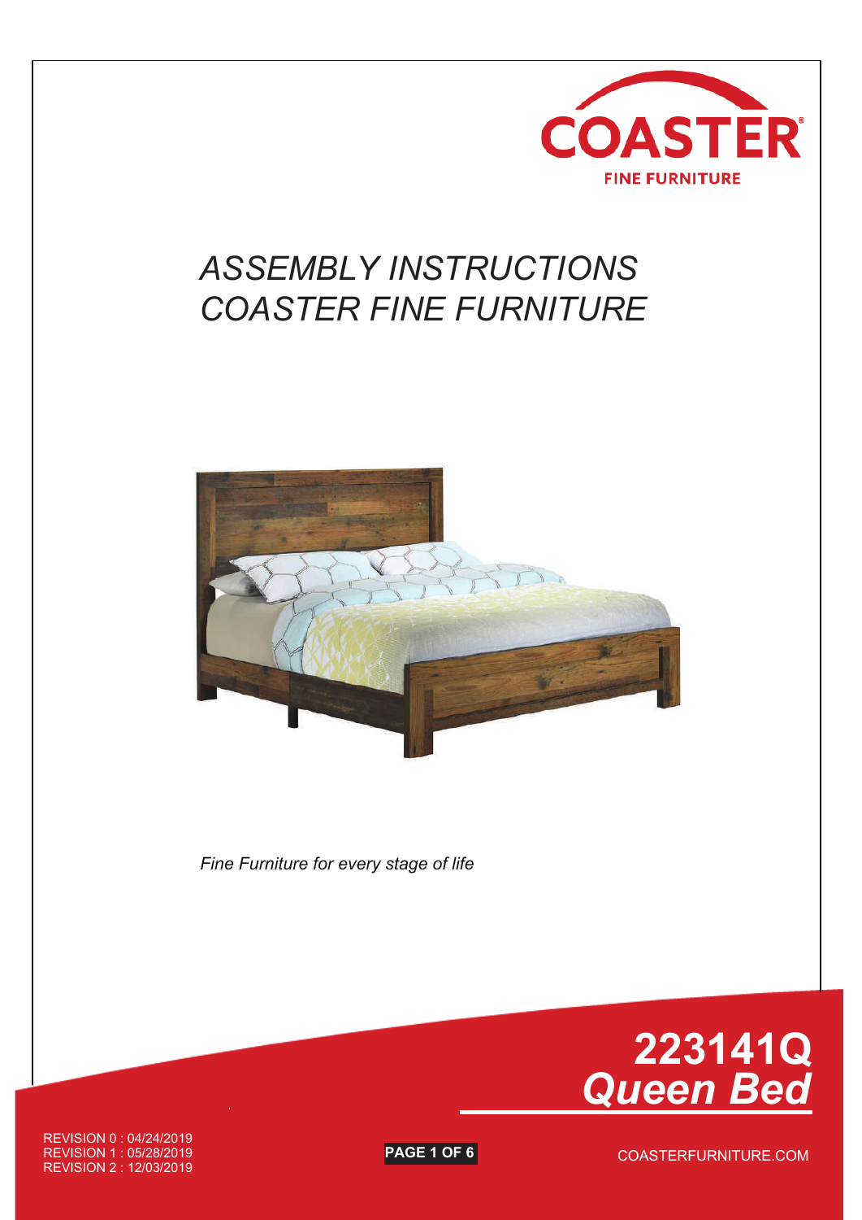COASTER
FINE FURNITURE

# *ASSEMBLY INSTRUCTIONS COASTER FINE FURNITURE*

*Fine Furniture for every stage of life*

# 223141Q
## *Queen Bed*

REVISION 0 : 04/24/2019
REVISION 1 : 05/28/2019
REVISION 2 : 12/03/2019

COASTERFURNITURE.COM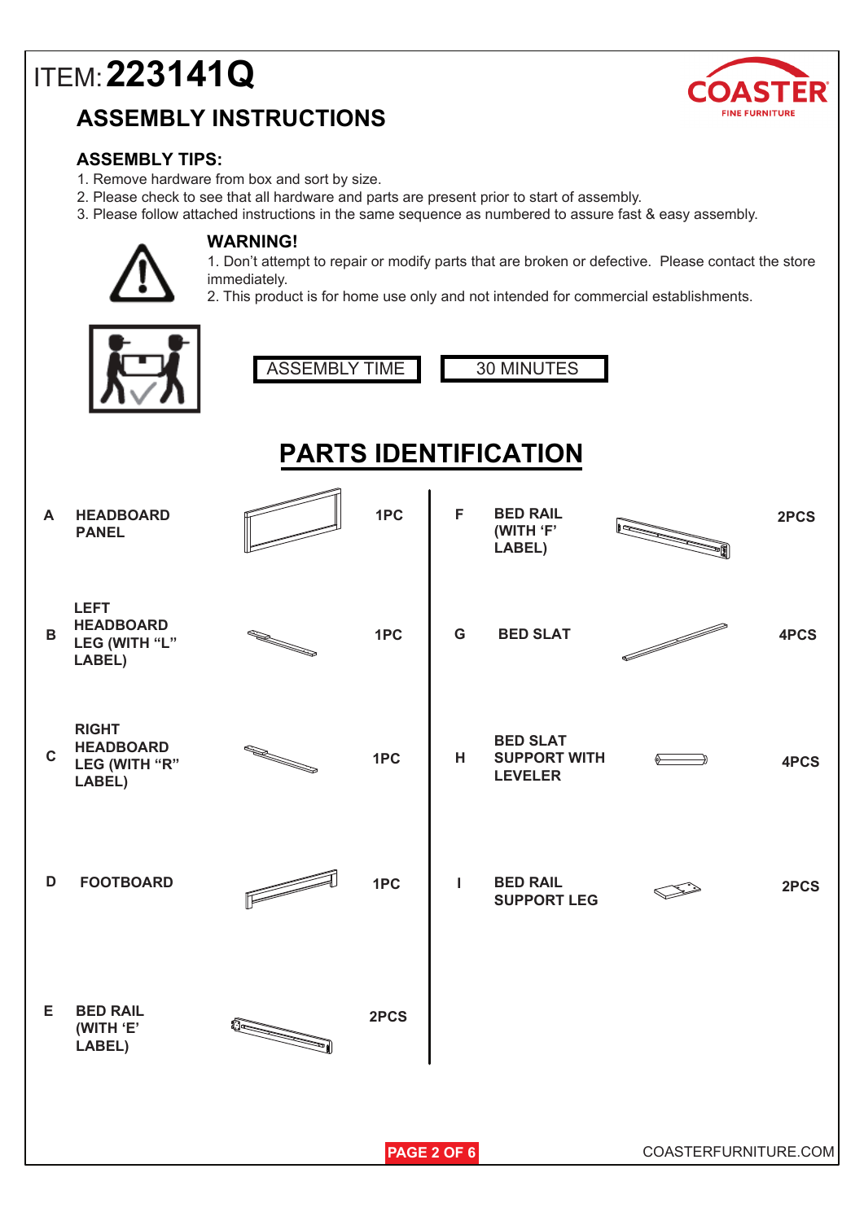# ITEM: 223141Q

COASTER FINE FURNITURE

## ASSEMBLY INSTRUCTIONS

### ASSEMBLY TIPS:

1. Remove hardware from box and sort by size.
2. Please check to see that all hardware and parts are present prior to start of assembly.
3. Please follow attached instructions in the same sequence as numbered to assure fast & easy assembly.

### WARNING!

1. Don't attempt to repair or modify parts that are broken or defective. Please contact the store immediately.
2. This product is for home use only and not intended for commercial establishments.

| ASSEMBLY TIME | 30 MINUTES |
|---|---|

## PARTS IDENTIFICATION

| | Part | Qty |
|---|---|---|
| A | HEADBOARD PANEL | 1PC |
| B | LEFT HEADBOARD LEG (WITH "L" LABEL) | 1PC |
| C | RIGHT HEADBOARD LEG (WITH "R" LABEL) | 1PC |
| D | FOOTBOARD | 1PC |
| E | BED RAIL (WITH 'E' LABEL) | 2PCS |
| F | BED RAIL (WITH 'F' LABEL) | 2PCS |
| G | BED SLAT | 4PCS |
| H | BED SLAT SUPPORT WITH LEVELER | 4PCS |
| I | BED RAIL SUPPORT LEG | 2PCS |

COASTERFURNITURE.COM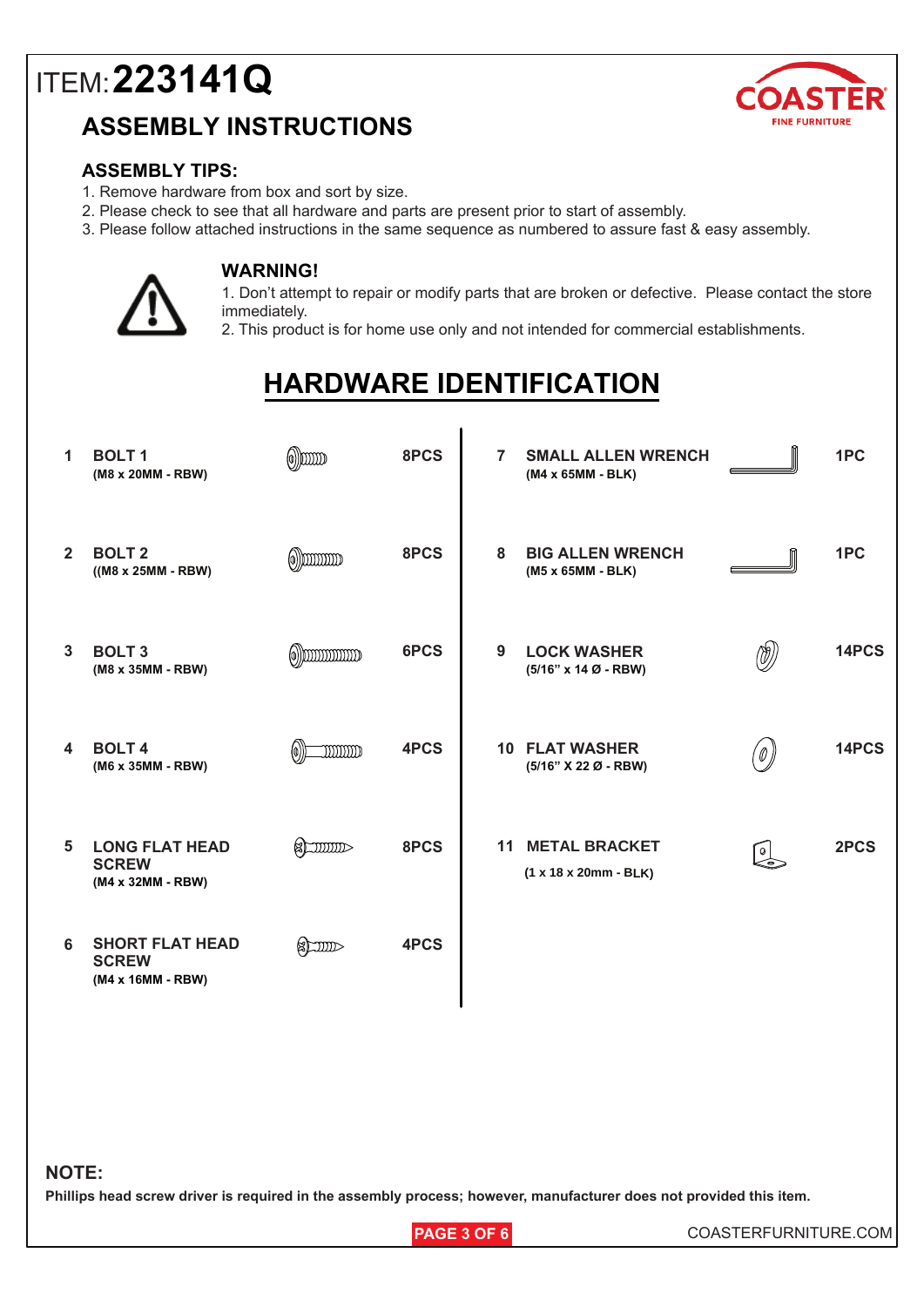# ITEM: 223141Q

## ASSEMBLY INSTRUCTIONS

### ASSEMBLY TIPS:

1. Remove hardware from box and sort by size.
2. Please check to see that all hardware and parts are present prior to start of assembly.
3. Please follow attached instructions in the same sequence as numbered to assure fast & easy assembly.

### WARNING!

1. Don't attempt to repair or modify parts that are broken or defective. Please contact the store immediately.
2. This product is for home use only and not intended for commercial establishments.

## HARDWARE IDENTIFICATION

| No. | Part | Qty |
|---|---|---|
| 1 | **BOLT 1** (M8 x 20MM - RBW) | 8PCS |
| 2 | **BOLT 2** ((M8 x 25MM - RBW) | 8PCS |
| 3 | **BOLT 3** (M8 x 35MM - RBW) | 6PCS |
| 4 | **BOLT 4** (M6 x 35MM - RBW) | 4PCS |
| 5 | **LONG FLAT HEAD SCREW** (M4 x 32MM - RBW) | 8PCS |
| 6 | **SHORT FLAT HEAD SCREW** (M4 x 16MM - RBW) | 4PCS |
| 7 | **SMALL ALLEN WRENCH** (M4 x 65MM - BLK) | 1PC |
| 8 | **BIG ALLEN WRENCH** (M5 x 65MM - BLK) | 1PC |
| 9 | **LOCK WASHER** (5/16" x 14 Ø - RBW) | 14PCS |
| 10 | **FLAT WASHER** (5/16" X 22 Ø - RBW) | 14PCS |
| 11 | **METAL BRACKET** (1 x 18 x 20mm - BLK) | 2PCS |

**NOTE:**

**Phillips head screw driver is required in the assembly process; however, manufacturer does not provided this item.**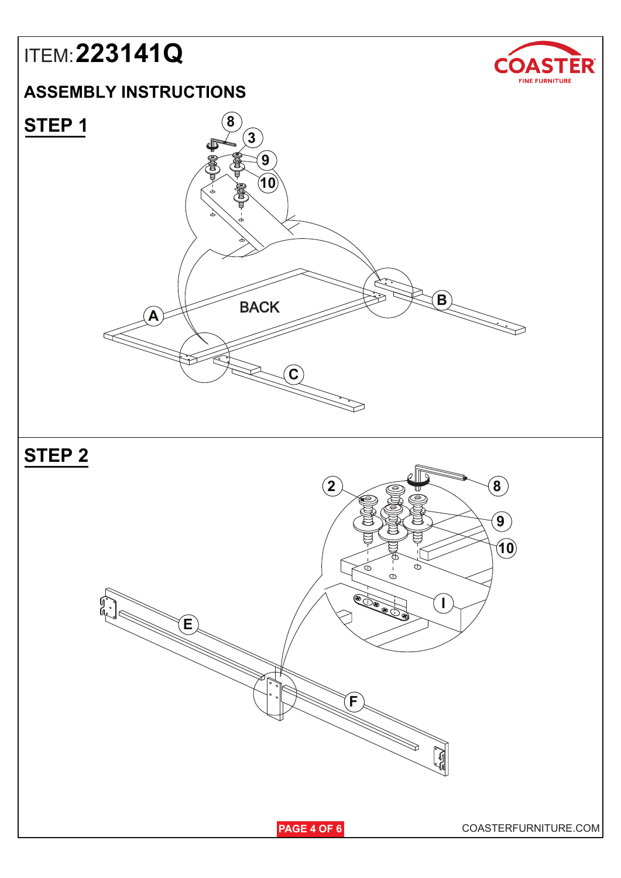ITEM: **223141Q**

## ASSEMBLY INSTRUCTIONS

## STEP 1

8 3 9 10

A BACK B C

## STEP 2

2 8 9 10 I

E F

COASTERFURNITURE.COM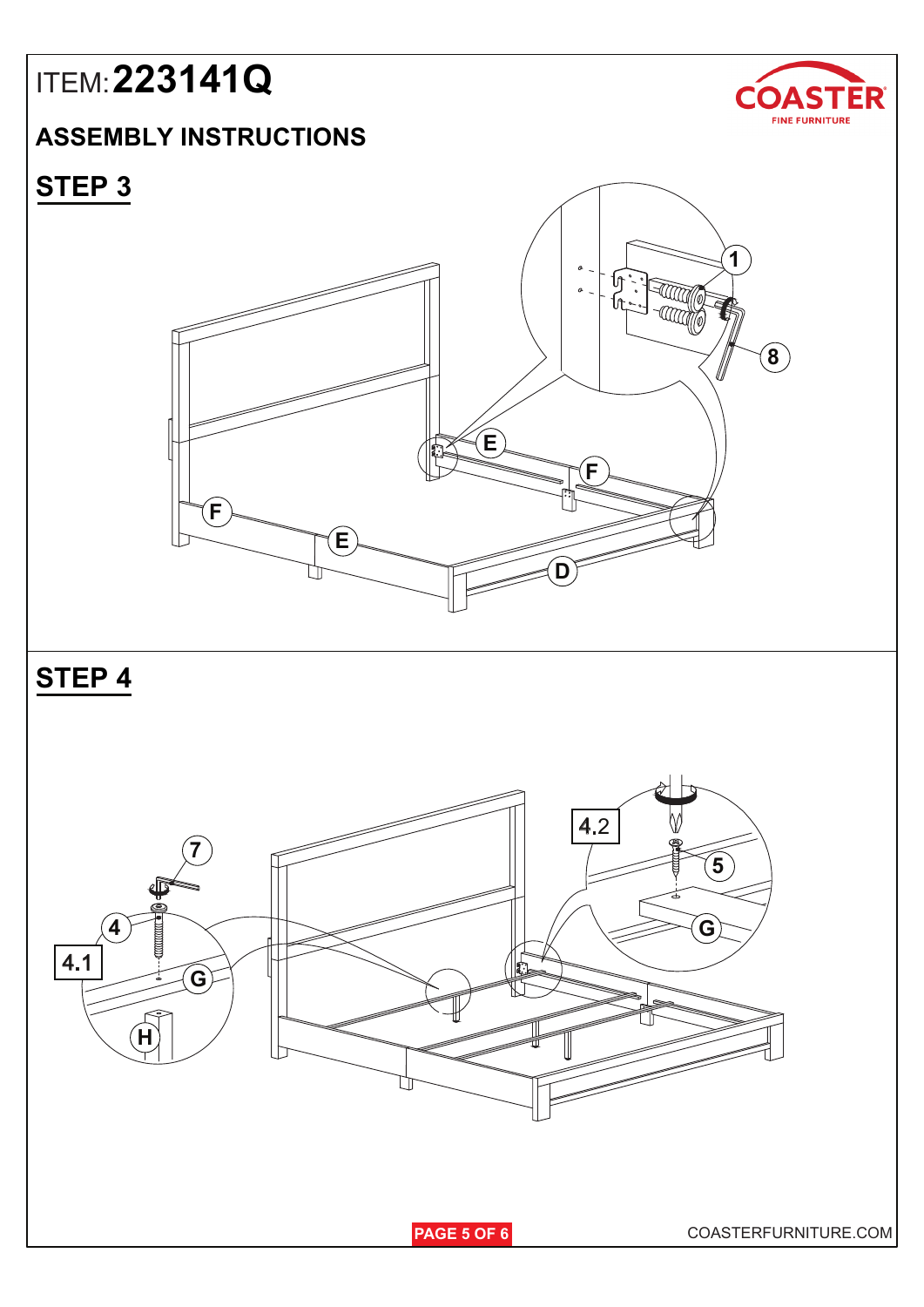# ITEM: 223141Q

## ASSEMBLY INSTRUCTIONS

## STEP 3

1

8

E

F

F

E

D

## STEP 4

7

4

4.1

G

H

4.2

5

G

COASTERFURNITURE.COM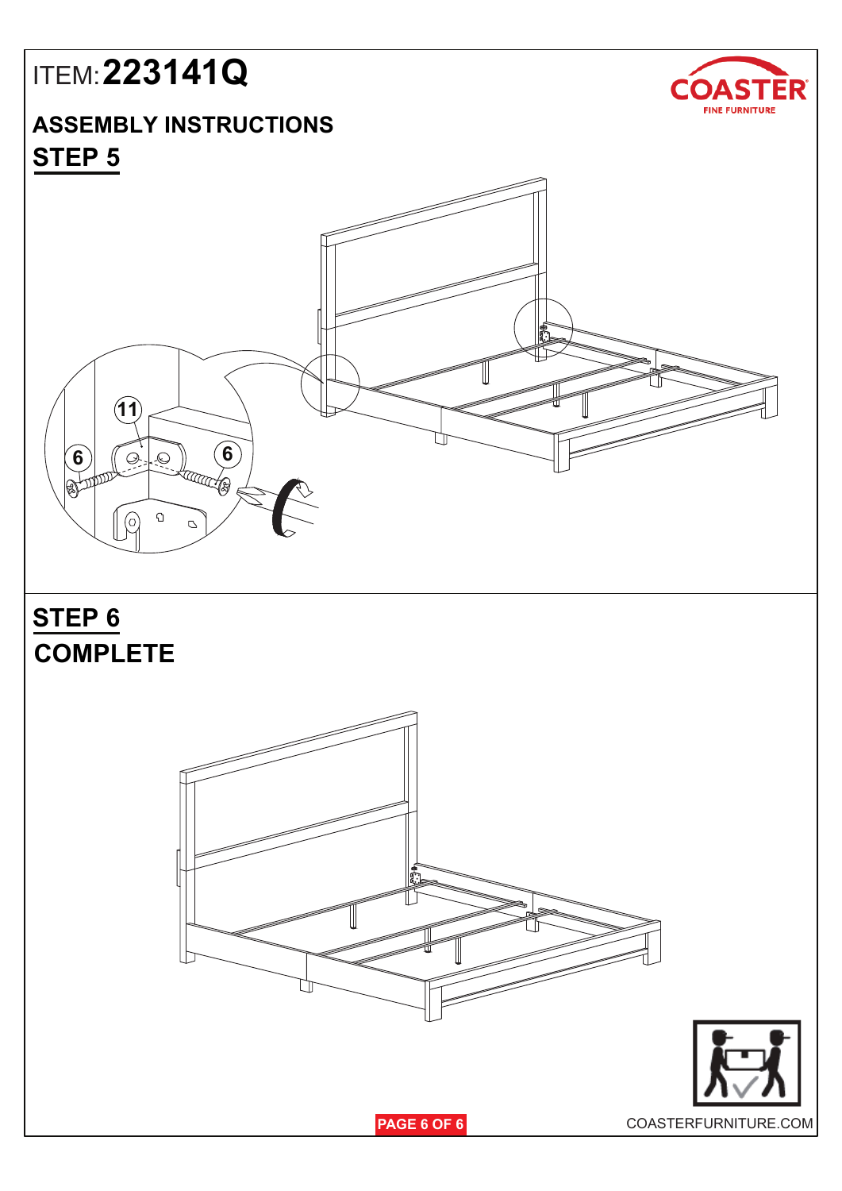# ITEM: 223141Q

COASTER FINE FURNITURE

## ASSEMBLY INSTRUCTIONS

## STEP 5

11

6

6

## STEP 6

## COMPLETE

COASTERFURNITURE.COM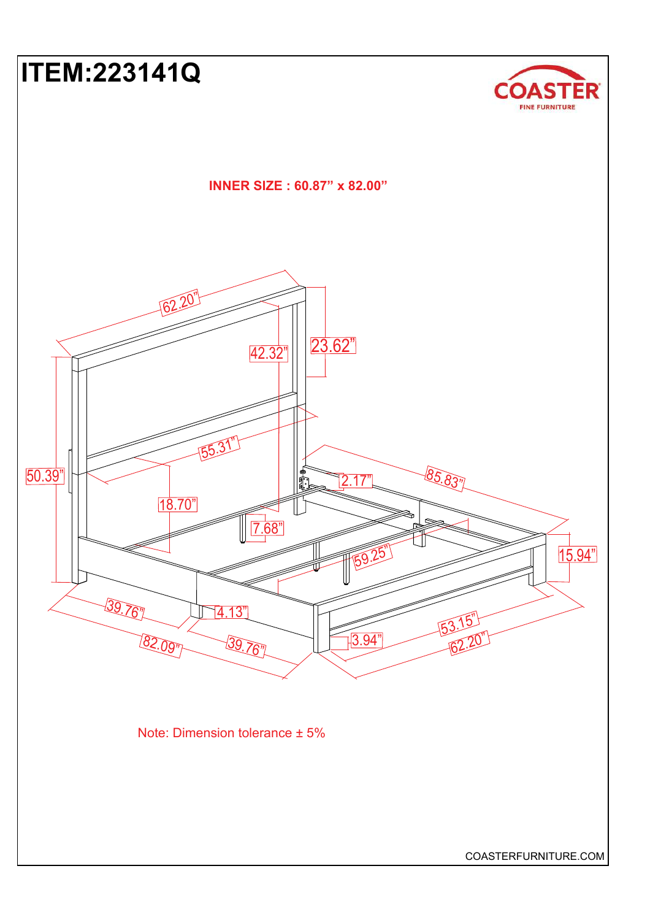# ITEM:223141Q

COASTER
FINE FURNITURE

**INNER SIZE : 60.87" x 82.00"**

62.20"
42.32"
23.62"
55.31"
50.39"
18.70"
2.17"
85.83"
7.68"
59.25"
15.94"
39.76"
4.13"
82.09"
39.76"
3.94"
53.15"
62.20"

Note: Dimension tolerance ± 5%

COASTERFURNITURE.COM